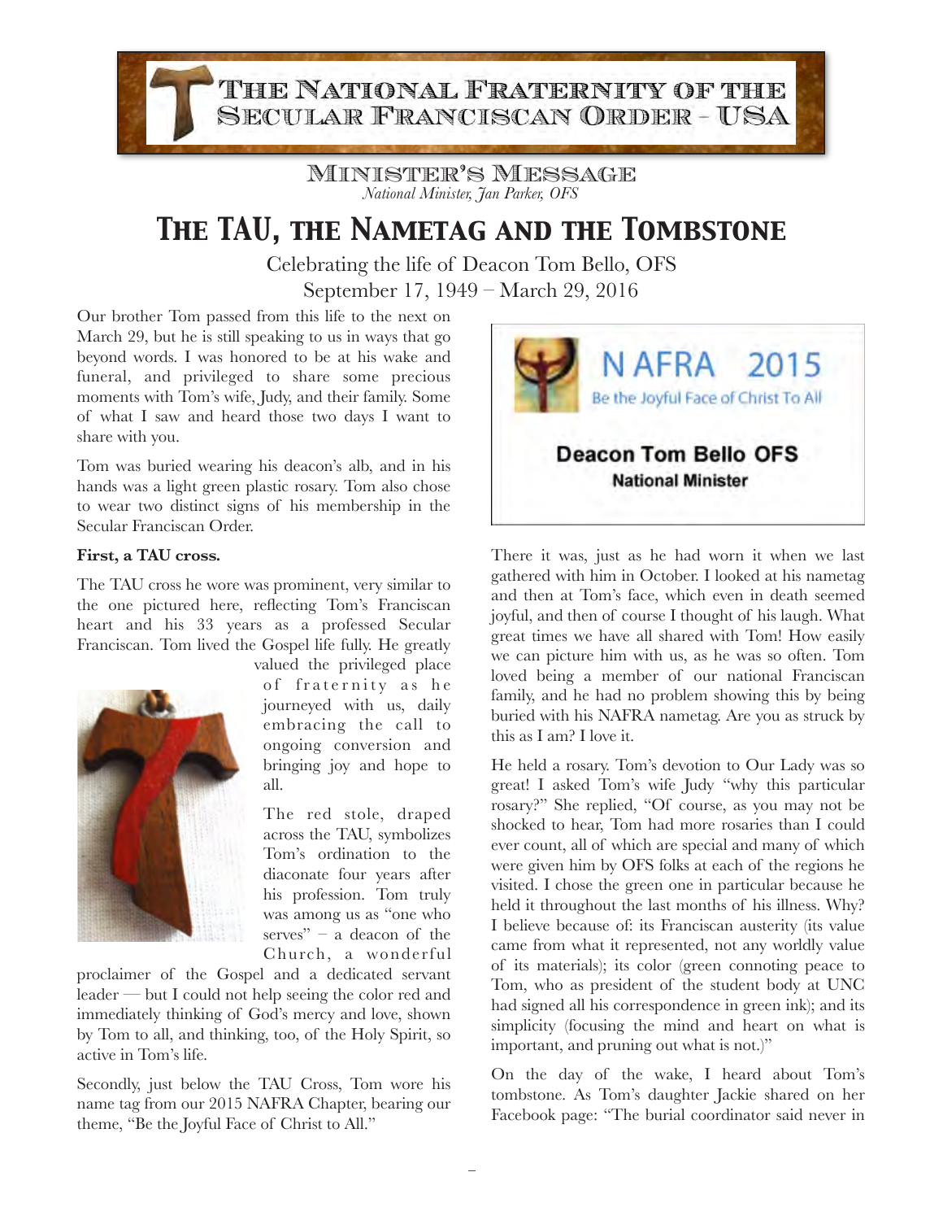# The National Fraternity of the Secular Franciscan Order - USA

## Minister's Message

*National Minister, Jan Parker, OFS*

# The TAU, the Nametag and the Tombstone

Celebrating the life of Deacon Tom Bello, OFS

September 17, 1949 – March 29, 2016

Our brother Tom passed from this life to the next on March 29, but he is still speaking to us in ways that go beyond words. I was honored to be at his wake and funeral, and privileged to share some precious moments with Tom's wife, Judy, and their family. Some of what I saw and heard those two days I want to share with you.

Tom was buried wearing his deacon's alb, and in his hands was a light green plastic rosary. Tom also chose to wear two distinct signs of his membership in the Secular Franciscan Order.

**First, a TAU cross.**

The TAU cross he wore was prominent, very similar to the one pictured here, reflecting Tom's Franciscan heart and his 33 years as a professed Secular Franciscan. Tom lived the Gospel life fully. He greatly valued the privileged place of fraternity as he journeyed with us, daily embracing the call to ongoing conversion and bringing joy and hope to all.

The red stole, draped across the TAU, symbolizes Tom's ordination to the diaconate four years after his profession. Tom truly was among us as "one who serves" – a deacon of the Church, a wonderful proclaimer of the Gospel and a dedicated servant leader — but I could not help seeing the color red and immediately thinking of God's mercy and love, shown by Tom to all, and thinking, too, of the Holy Spirit, so active in Tom's life.

Secondly, just below the TAU Cross, Tom wore his name tag from our 2015 NAFRA Chapter, bearing our theme, "Be the Joyful Face of Christ to All."

NAFRA 2015

Be the Joyful Face of Christ To All

**Deacon Tom Bello OFS**

**National Minister**

There it was, just as he had worn it when we last gathered with him in October. I looked at his nametag and then at Tom's face, which even in death seemed joyful, and then of course I thought of his laugh. What great times we have all shared with Tom! How easily we can picture him with us, as he was so often. Tom loved being a member of our national Franciscan family, and he had no problem showing this by being buried with his NAFRA nametag. Are you as struck by this as I am? I love it.

He held a rosary. Tom's devotion to Our Lady was so great! I asked Tom's wife Judy "why this particular rosary?" She replied, "Of course, as you may not be shocked to hear, Tom had more rosaries than I could ever count, all of which are special and many of which were given him by OFS folks at each of the regions he visited. I chose the green one in particular because he held it throughout the last months of his illness. Why? I believe because of: its Franciscan austerity (its value came from what it represented, not any worldly value of its materials); its color (green connoting peace to Tom, who as president of the student body at UNC had signed all his correspondence in green ink); and its simplicity (focusing the mind and heart on what is important, and pruning out what is not.)"

On the day of the wake, I heard about Tom's tombstone. As Tom's daughter Jackie shared on her Facebook page: "The burial coordinator said never in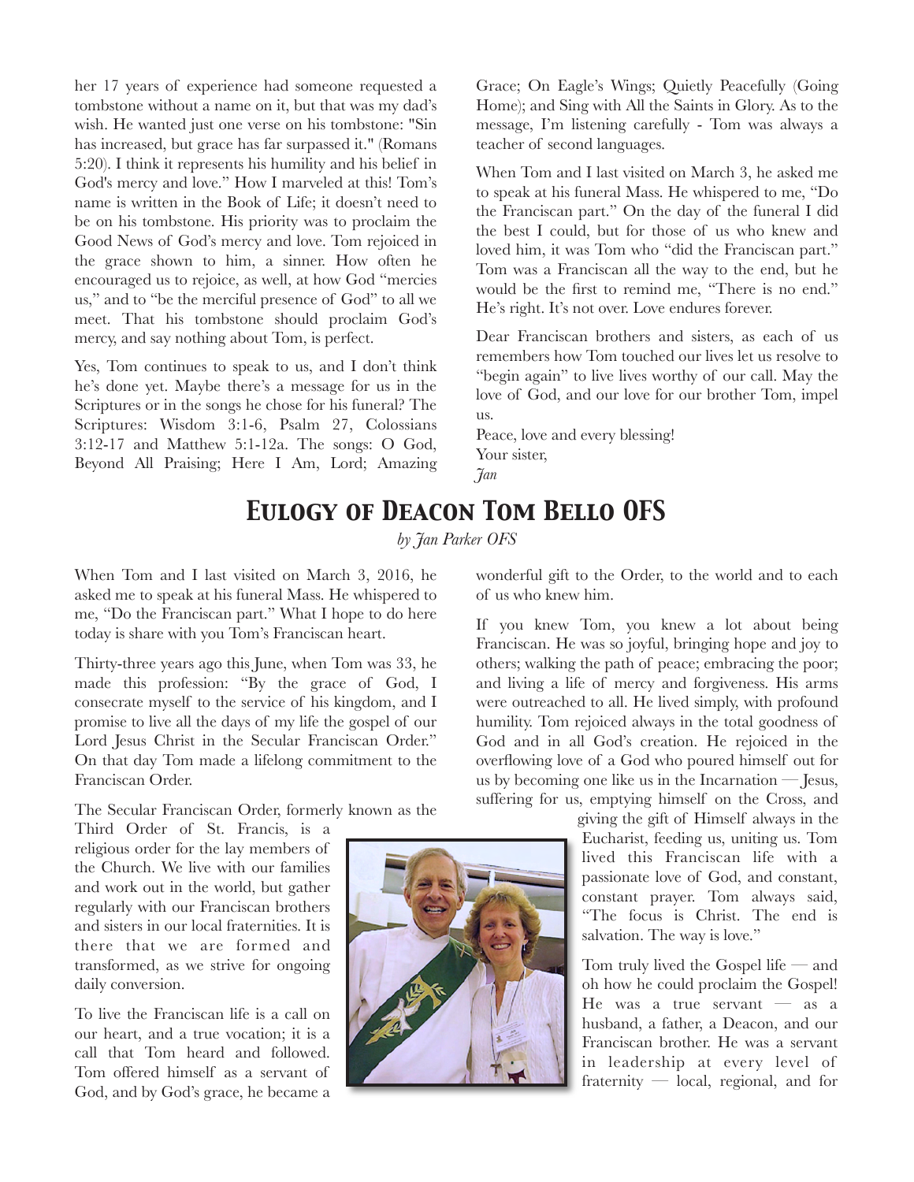her 17 years of experience had someone requested a tombstone without a name on it, but that was my dad's wish. He wanted just one verse on his tombstone: "Sin has increased, but grace has far surpassed it." (Romans 5:20). I think it represents his humility and his belief in God's mercy and love." How I marveled at this! Tom's name is written in the Book of Life; it doesn't need to be on his tombstone. His priority was to proclaim the Good News of God's mercy and love. Tom rejoiced in the grace shown to him, a sinner. How often he encouraged us to rejoice, as well, at how God "mercies us," and to "be the merciful presence of God" to all we meet. That his tombstone should proclaim God's mercy, and say nothing about Tom, is perfect.

Yes, Tom continues to speak to us, and I don't think he's done yet. Maybe there's a message for us in the Scriptures or in the songs he chose for his funeral? The Scriptures: Wisdom 3:1-6, Psalm 27, Colossians 3:12-17 and Matthew 5:1-12a. The songs: O God, Beyond All Praising; Here I Am, Lord; Amazing Grace; On Eagle's Wings; Quietly Peacefully (Going Home); and Sing with All the Saints in Glory. As to the message, I'm listening carefully - Tom was always a teacher of second languages.

When Tom and I last visited on March 3, he asked me to speak at his funeral Mass. He whispered to me, "Do the Franciscan part." On the day of the funeral I did the best I could, but for those of us who knew and loved him, it was Tom who "did the Franciscan part." Tom was a Franciscan all the way to the end, but he would be the first to remind me, "There is no end." He's right. It's not over. Love endures forever.

Dear Franciscan brothers and sisters, as each of us remembers how Tom touched our lives let us resolve to "begin again" to live lives worthy of our call. May the love of God, and our love for our brother Tom, impel us.

Peace, love and every blessing!
Your sister,
*Jan*

# Eulogy of Deacon Tom Bello OFS

*by Jan Parker OFS*

When Tom and I last visited on March 3, 2016, he asked me to speak at his funeral Mass. He whispered to me, "Do the Franciscan part." What I hope to do here today is share with you Tom's Franciscan heart.

Thirty-three years ago this June, when Tom was 33, he made this profession: "By the grace of God, I consecrate myself to the service of his kingdom, and I promise to live all the days of my life the gospel of our Lord Jesus Christ in the Secular Franciscan Order." On that day Tom made a lifelong commitment to the Franciscan Order.

The Secular Franciscan Order, formerly known as the Third Order of St. Francis, is a religious order for the lay members of the Church. We live with our families and work out in the world, but gather regularly with our Franciscan brothers and sisters in our local fraternities. It is there that we are formed and transformed, as we strive for ongoing daily conversion.

To live the Franciscan life is a call on our heart, and a true vocation; it is a call that Tom heard and followed. Tom offered himself as a servant of God, and by God's grace, he became a wonderful gift to the Order, to the world and to each of us who knew him.

If you knew Tom, you knew a lot about being Franciscan. He was so joyful, bringing hope and joy to others; walking the path of peace; embracing the poor; and living a life of mercy and forgiveness. His arms were outreached to all. He lived simply, with profound humility. Tom rejoiced always in the total goodness of God and in all God's creation. He rejoiced in the overflowing love of a God who poured himself out for us by becoming one like us in the Incarnation — Jesus, suffering for us, emptying himself on the Cross, and giving the gift of Himself always in the Eucharist, feeding us, uniting us. Tom lived this Franciscan life with a passionate love of God, and constant, constant prayer. Tom always said, "The focus is Christ. The end is salvation. The way is love."

Tom truly lived the Gospel life — and oh how he could proclaim the Gospel! He was a true servant — as a husband, a father, a Deacon, and our Franciscan brother. He was a servant in leadership at every level of fraternity — local, regional, and for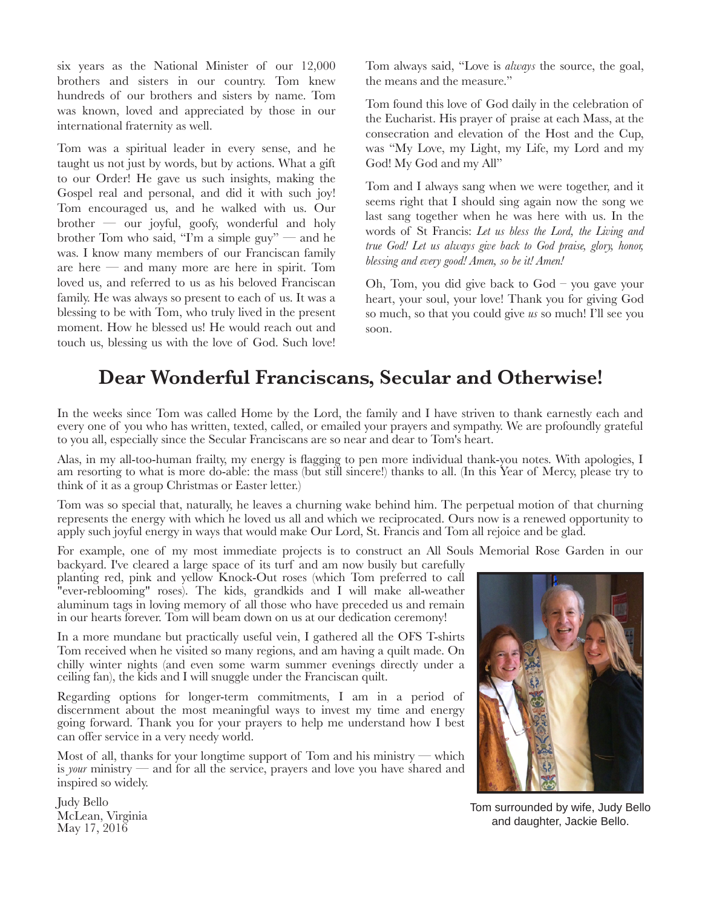six years as the National Minister of our 12,000 brothers and sisters in our country. Tom knew hundreds of our brothers and sisters by name. Tom was known, loved and appreciated by those in our international fraternity as well.

Tom was a spiritual leader in every sense, and he taught us not just by words, but by actions. What a gift to our Order! He gave us such insights, making the Gospel real and personal, and did it with such joy! Tom encouraged us, and he walked with us. Our brother — our joyful, goofy, wonderful and holy brother Tom who said, "I'm a simple guy" — and he was. I know many members of our Franciscan family are here — and many more are here in spirit. Tom loved us, and referred to us as his beloved Franciscan family. He was always so present to each of us. It was a blessing to be with Tom, who truly lived in the present moment. How he blessed us! He would reach out and touch us, blessing us with the love of God. Such love! Tom always said, "Love is *always* the source, the goal, the means and the measure."

Tom found this love of God daily in the celebration of the Eucharist. His prayer of praise at each Mass, at the consecration and elevation of the Host and the Cup, was "My Love, my Light, my Life, my Lord and my God! My God and my All"

Tom and I always sang when we were together, and it seems right that I should sing again now the song we last sang together when he was here with us. In the words of St Francis: *Let us bless the Lord, the Living and true God! Let us always give back to God praise, glory, honor, blessing and every good! Amen, so be it! Amen!*

Oh, Tom, you did give back to God – you gave your heart, your soul, your love! Thank you for giving God so much, so that you could give *us* so much! I'll see you soon.

# Dear Wonderful Franciscans, Secular and Otherwise!

In the weeks since Tom was called Home by the Lord, the family and I have striven to thank earnestly each and every one of you who has written, texted, called, or emailed your prayers and sympathy. We are profoundly grateful to you all, especially since the Secular Franciscans are so near and dear to Tom's heart.

Alas, in my all-too-human frailty, my energy is flagging to pen more individual thank-you notes. With apologies, I am resorting to what is more do-able: the mass (but still sincere!) thanks to all. (In this Year of Mercy, please try to think of it as a group Christmas or Easter letter.)

Tom was so special that, naturally, he leaves a churning wake behind him. The perpetual motion of that churning represents the energy with which he loved us all and which we reciprocated. Ours now is a renewed opportunity to apply such joyful energy in ways that would make Our Lord, St. Francis and Tom all rejoice and be glad.

For example, one of my most immediate projects is to construct an All Souls Memorial Rose Garden in our backyard. I've cleared a large space of its turf and am now busily but carefully planting red, pink and yellow Knock-Out roses (which Tom preferred to call "ever-reblooming" roses). The kids, grandkids and I will make all-weather aluminum tags in loving memory of all those who have preceded us and remain in our hearts forever. Tom will beam down on us at our dedication ceremony!

In a more mundane but practically useful vein, I gathered all the OFS T-shirts Tom received when he visited so many regions, and am having a quilt made. On chilly winter nights (and even some warm summer evenings directly under a ceiling fan), the kids and I will snuggle under the Franciscan quilt.

Regarding options for longer-term commitments, I am in a period of discernment about the most meaningful ways to invest my time and energy going forward. Thank you for your prayers to help me understand how I best can offer service in a very needy world.

Most of all, thanks for your longtime support of Tom and his ministry — which is *your* ministry — and for all the service, prayers and love you have shared and inspired so widely.

Judy Bello
McLean, Virginia
May 17, 2016

Tom surrounded by wife, Judy Bello and daughter, Jackie Bello.